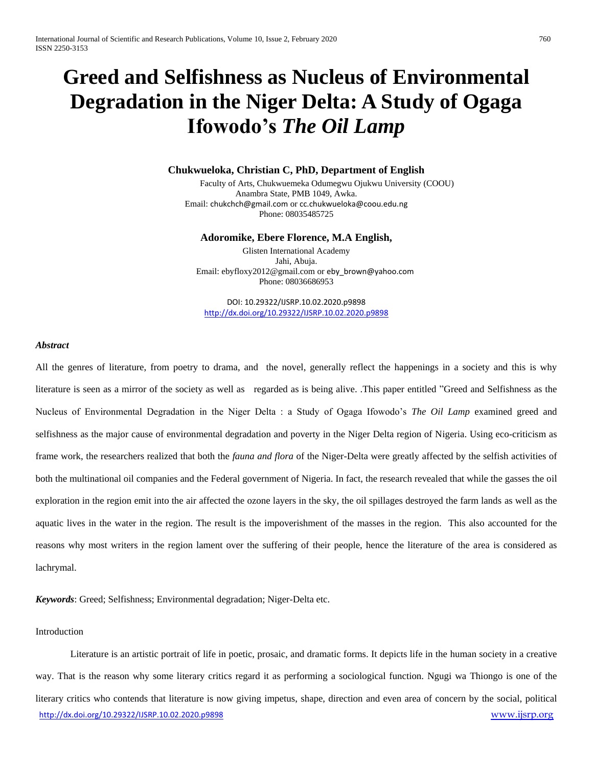# Greed and Selfishness as Nucleus of Environmental Degradation in the Niger Delta: A Study of Ogaga Ifowodo's *The Oil Lamp*

**Chukwueloka, Christian C, PhD, Department of English**

Faculty of Arts, Chukwuemeka Odumegwu Ojukwu University (COOU)
Anambra State, PMB 1049, Awka.
Email: chukchch@gmail.com or cc.chukwueloka@coou.edu.ng
Phone: 08035485725

**Adoromike, Ebere Florence, M.A English,**

Glisten International Academy
Jahi, Abuja.
Email: ebyfloxy2012@gmail.com or eby_brown@yahoo.com
Phone: 08036686953

DOI: 10.29322/IJSRP.10.02.2020.p9898
http://dx.doi.org/10.29322/IJSRP.10.02.2020.p9898

***Abstract***

All the genres of literature, from poetry to drama, and the novel, generally reflect the happenings in a society and this is why literature is seen as a mirror of the society as well as regarded as is being alive. .This paper entitled "Greed and Selfishness as the Nucleus of Environmental Degradation in the Niger Delta : a Study of Ogaga Ifowodo's *The Oil Lamp* examined greed and selfishness as the major cause of environmental degradation and poverty in the Niger Delta region of Nigeria. Using eco-criticism as frame work, the researchers realized that both the *fauna and flora* of the Niger-Delta were greatly affected by the selfish activities of both the multinational oil companies and the Federal government of Nigeria. In fact, the research revealed that while the gasses the oil exploration in the region emit into the air affected the ozone layers in the sky, the oil spillages destroyed the farm lands as well as the aquatic lives in the water in the region. The result is the impoverishment of the masses in the region. This also accounted for the reasons why most writers in the region lament over the suffering of their people, hence the literature of the area is considered as lachrymal.

***Keywords***: Greed; Selfishness; Environmental degradation; Niger-Delta etc.

Introduction

Literature is an artistic portrait of life in poetic, prosaic, and dramatic forms. It depicts life in the human society in a creative way. That is the reason why some literary critics regard it as performing a sociological function. Ngugi wa Thiongo is one of the literary critics who contends that literature is now giving impetus, shape, direction and even area of concern by the social, political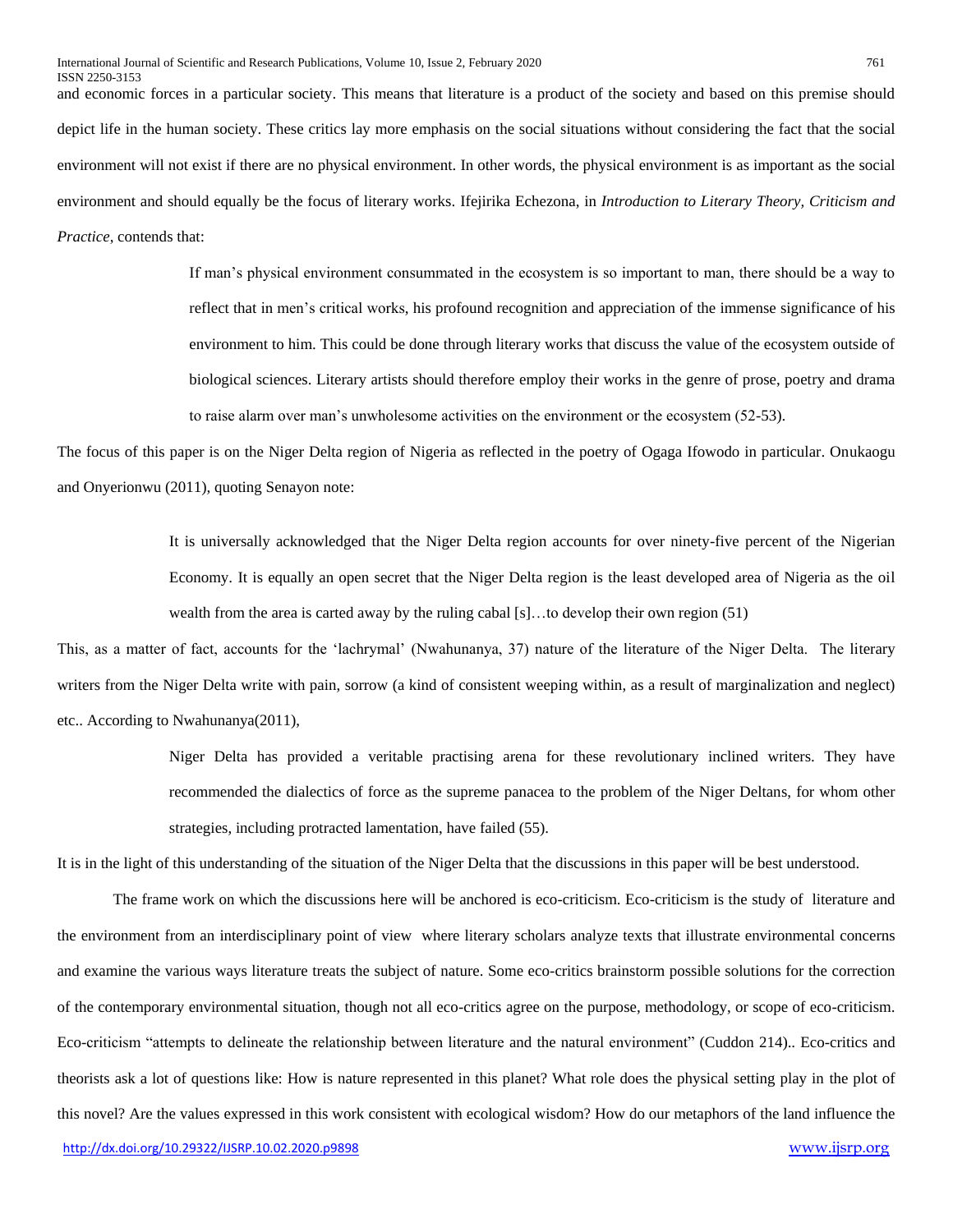and economic forces in a particular society. This means that literature is a product of the society and based on this premise should depict life in the human society. These critics lay more emphasis on the social situations without considering the fact that the social environment will not exist if there are no physical environment. In other words, the physical environment is as important as the social environment and should equally be the focus of literary works. Ifejirika Echezona, in *Introduction to Literary Theory, Criticism and Practice*, contends that:

> If man's physical environment consummated in the ecosystem is so important to man, there should be a way to reflect that in men's critical works, his profound recognition and appreciation of the immense significance of his environment to him. This could be done through literary works that discuss the value of the ecosystem outside of biological sciences. Literary artists should therefore employ their works in the genre of prose, poetry and drama to raise alarm over man's unwholesome activities on the environment or the ecosystem (52-53).

The focus of this paper is on the Niger Delta region of Nigeria as reflected in the poetry of Ogaga Ifowodo in particular. Onukaogu and Onyerionwu (2011), quoting Senayon note:

> It is universally acknowledged that the Niger Delta region accounts for over ninety-five percent of the Nigerian Economy. It is equally an open secret that the Niger Delta region is the least developed area of Nigeria as the oil wealth from the area is carted away by the ruling cabal [s]…to develop their own region (51)

This, as a matter of fact, accounts for the 'lachrymal' (Nwahunanya, 37) nature of the literature of the Niger Delta. The literary writers from the Niger Delta write with pain, sorrow (a kind of consistent weeping within, as a result of marginalization and neglect) etc.. According to Nwahunanya(2011),

> Niger Delta has provided a veritable practising arena for these revolutionary inclined writers. They have recommended the dialectics of force as the supreme panacea to the problem of the Niger Deltans, for whom other strategies, including protracted lamentation, have failed (55).

It is in the light of this understanding of the situation of the Niger Delta that the discussions in this paper will be best understood.

The frame work on which the discussions here will be anchored is eco-criticism. Eco-criticism is the study of literature and the environment from an interdisciplinary point of view where literary scholars analyze texts that illustrate environmental concerns and examine the various ways literature treats the subject of nature. Some eco-critics brainstorm possible solutions for the correction of the contemporary environmental situation, though not all eco-critics agree on the purpose, methodology, or scope of eco-criticism. Eco-criticism "attempts to delineate the relationship between literature and the natural environment" (Cuddon 214).. Eco-critics and theorists ask a lot of questions like: How is nature represented in this planet? What role does the physical setting play in the plot of this novel? Are the values expressed in this work consistent with ecological wisdom? How do our metaphors of the land influence the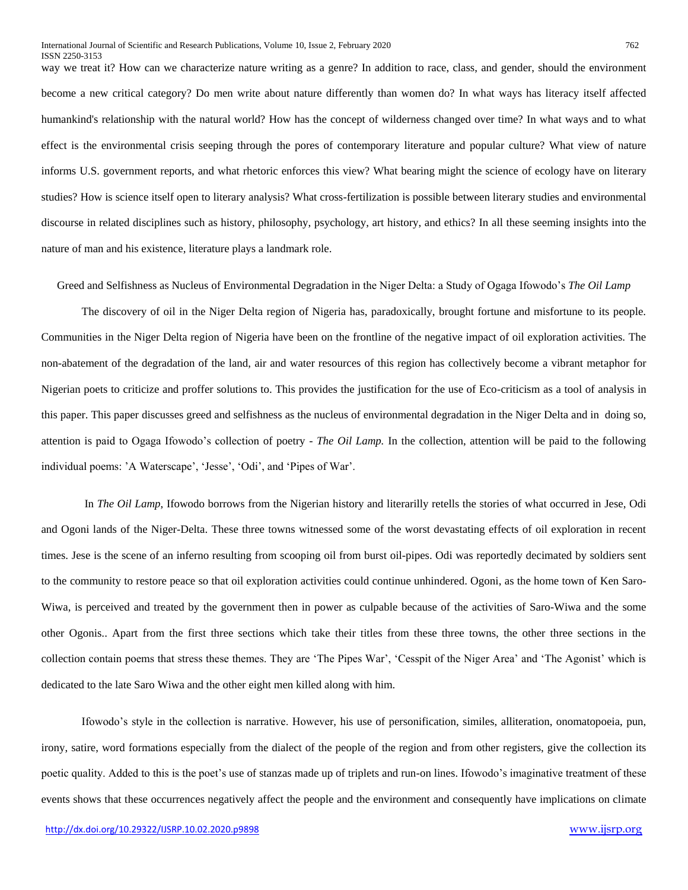way we treat it? How can we characterize nature writing as a genre? In addition to race, class, and gender, should the environment become a new critical category? Do men write about nature differently than women do? In what ways has literacy itself affected humankind's relationship with the natural world? How has the concept of wilderness changed over time? In what ways and to what effect is the environmental crisis seeping through the pores of contemporary literature and popular culture? What view of nature informs U.S. government reports, and what rhetoric enforces this view? What bearing might the science of ecology have on literary studies? How is science itself open to literary analysis? What cross-fertilization is possible between literary studies and environmental discourse in related disciplines such as history, philosophy, psychology, art history, and ethics? In all these seeming insights into the nature of man and his existence, literature plays a landmark role.

## Greed and Selfishness as Nucleus of Environmental Degradation in the Niger Delta: a Study of Ogaga Ifowodo's *The Oil Lamp*

The discovery of oil in the Niger Delta region of Nigeria has, paradoxically, brought fortune and misfortune to its people. Communities in the Niger Delta region of Nigeria have been on the frontline of the negative impact of oil exploration activities. The non-abatement of the degradation of the land, air and water resources of this region has collectively become a vibrant metaphor for Nigerian poets to criticize and proffer solutions to. This provides the justification for the use of Eco-criticism as a tool of analysis in this paper. This paper discusses greed and selfishness as the nucleus of environmental degradation in the Niger Delta and in doing so, attention is paid to Ogaga Ifowodo's collection of poetry - *The Oil Lamp.* In the collection, attention will be paid to the following individual poems: 'A Waterscape', 'Jesse', 'Odi', and 'Pipes of War'.

In *The Oil Lamp,* Ifowodo borrows from the Nigerian history and literarilly retells the stories of what occurred in Jese, Odi and Ogoni lands of the Niger-Delta. These three towns witnessed some of the worst devastating effects of oil exploration in recent times. Jese is the scene of an inferno resulting from scooping oil from burst oil-pipes. Odi was reportedly decimated by soldiers sent to the community to restore peace so that oil exploration activities could continue unhindered. Ogoni, as the home town of Ken Saro-Wiwa, is perceived and treated by the government then in power as culpable because of the activities of Saro-Wiwa and the some other Ogonis.. Apart from the first three sections which take their titles from these three towns, the other three sections in the collection contain poems that stress these themes. They are 'The Pipes War', 'Cesspit of the Niger Area' and 'The Agonist' which is dedicated to the late Saro Wiwa and the other eight men killed along with him.

Ifowodo's style in the collection is narrative. However, his use of personification, similes, alliteration, onomatopoeia, pun, irony, satire, word formations especially from the dialect of the people of the region and from other registers, give the collection its poetic quality. Added to this is the poet's use of stanzas made up of triplets and run-on lines. Ifowodo's imaginative treatment of these events shows that these occurrences negatively affect the people and the environment and consequently have implications on climate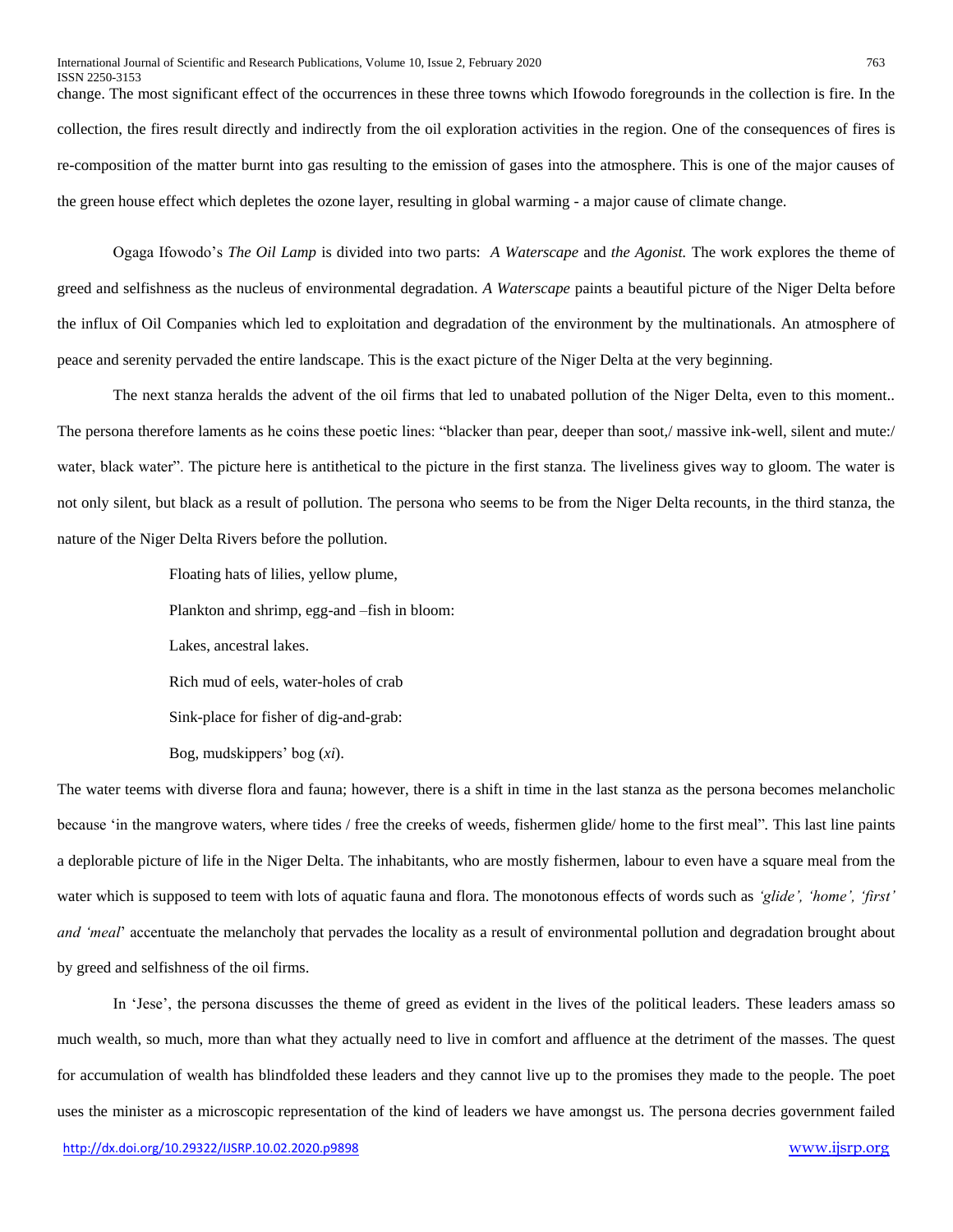change. The most significant effect of the occurrences in these three towns which Ifowodo foregrounds in the collection is fire. In the collection, the fires result directly and indirectly from the oil exploration activities in the region. One of the consequences of fires is re-composition of the matter burnt into gas resulting to the emission of gases into the atmosphere. This is one of the major causes of the green house effect which depletes the ozone layer, resulting in global warming - a major cause of climate change.

Ogaga Ifowodo's *The Oil Lamp* is divided into two parts: *A Waterscape* and *the Agonist.* The work explores the theme of greed and selfishness as the nucleus of environmental degradation. *A Waterscape* paints a beautiful picture of the Niger Delta before the influx of Oil Companies which led to exploitation and degradation of the environment by the multinationals. An atmosphere of peace and serenity pervaded the entire landscape. This is the exact picture of the Niger Delta at the very beginning.

The next stanza heralds the advent of the oil firms that led to unabated pollution of the Niger Delta, even to this moment.. The persona therefore laments as he coins these poetic lines: "blacker than pear, deeper than soot,/ massive ink-well, silent and mute:/ water, black water". The picture here is antithetical to the picture in the first stanza. The liveliness gives way to gloom. The water is not only silent, but black as a result of pollution. The persona who seems to be from the Niger Delta recounts, in the third stanza, the nature of the Niger Delta Rivers before the pollution.

> Floating hats of lilies, yellow plume,
>
> Plankton and shrimp, egg-and –fish in bloom:
>
> Lakes, ancestral lakes.
>
> Rich mud of eels, water-holes of crab
>
> Sink-place for fisher of dig-and-grab:
>
> Bog, mudskippers' bog (*xi*).

The water teems with diverse flora and fauna; however, there is a shift in time in the last stanza as the persona becomes melancholic because 'in the mangrove waters, where tides / free the creeks of weeds, fishermen glide/ home to the first meal". This last line paints a deplorable picture of life in the Niger Delta. The inhabitants, who are mostly fishermen, labour to even have a square meal from the water which is supposed to teem with lots of aquatic fauna and flora. The monotonous effects of words such as *'glide', 'home', 'first' and 'meal*' accentuate the melancholy that pervades the locality as a result of environmental pollution and degradation brought about by greed and selfishness of the oil firms.

In 'Jese', the persona discusses the theme of greed as evident in the lives of the political leaders. These leaders amass so much wealth, so much, more than what they actually need to live in comfort and affluence at the detriment of the masses. The quest for accumulation of wealth has blindfolded these leaders and they cannot live up to the promises they made to the people. The poet uses the minister as a microscopic representation of the kind of leaders we have amongst us. The persona decries government failed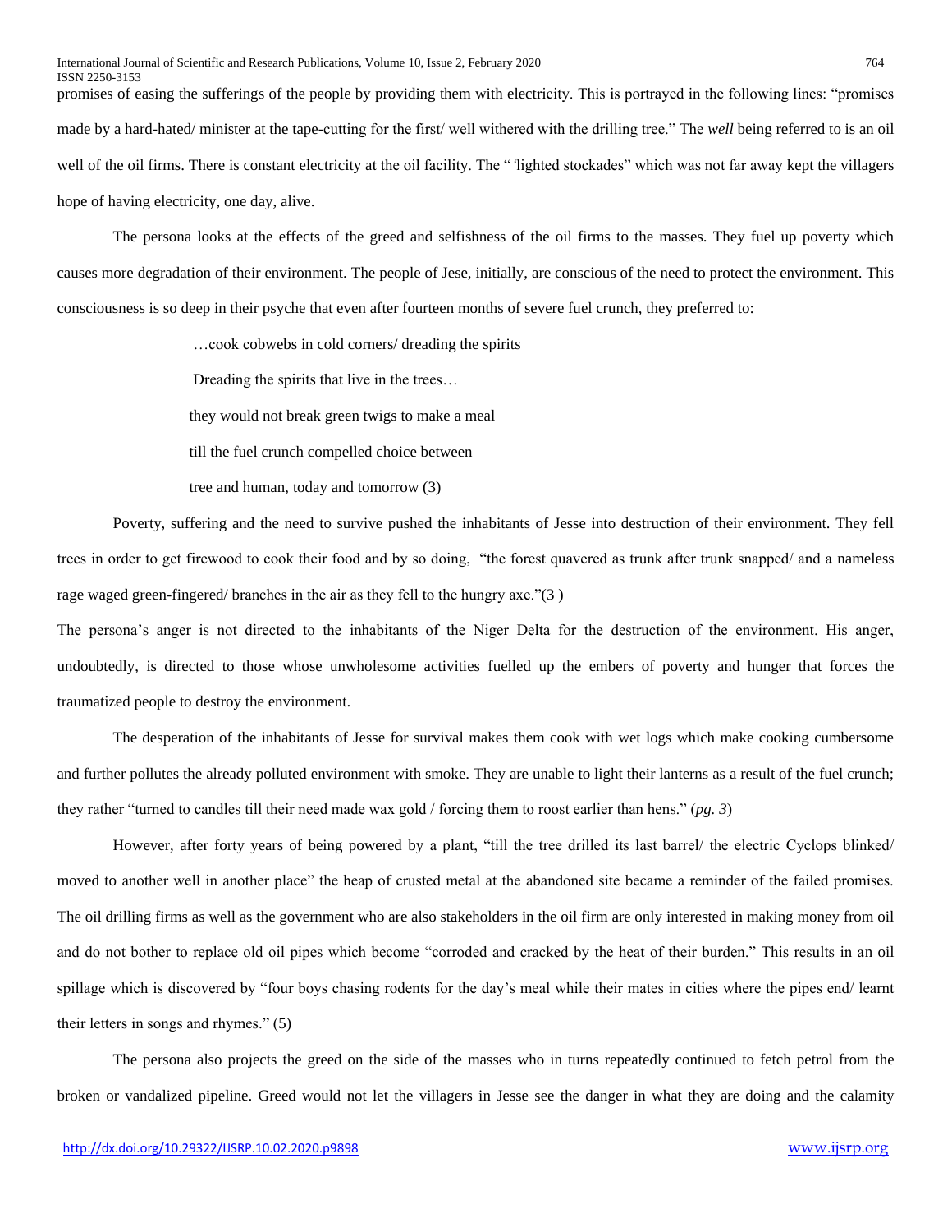promises of easing the sufferings of the people by providing them with electricity. This is portrayed in the following lines: "promises made by a hard-hated/ minister at the tape-cutting for the first/ well withered with the drilling tree." The *well* being referred to is an oil well of the oil firms. There is constant electricity at the oil facility. The "'lighted stockades" which was not far away kept the villagers hope of having electricity, one day, alive.

The persona looks at the effects of the greed and selfishness of the oil firms to the masses. They fuel up poverty which causes more degradation of their environment. The people of Jese, initially, are conscious of the need to protect the environment. This consciousness is so deep in their psyche that even after fourteen months of severe fuel crunch, they preferred to:

> …cook cobwebs in cold corners/ dreading the spirits
>
> Dreading the spirits that live in the trees…
>
> they would not break green twigs to make a meal
>
> till the fuel crunch compelled choice between
>
> tree and human, today and tomorrow (3)

Poverty, suffering and the need to survive pushed the inhabitants of Jesse into destruction of their environment. They fell trees in order to get firewood to cook their food and by so doing, "the forest quavered as trunk after trunk snapped/ and a nameless rage waged green-fingered/ branches in the air as they fell to the hungry axe."(3 )

The persona's anger is not directed to the inhabitants of the Niger Delta for the destruction of the environment. His anger, undoubtedly, is directed to those whose unwholesome activities fuelled up the embers of poverty and hunger that forces the traumatized people to destroy the environment.

The desperation of the inhabitants of Jesse for survival makes them cook with wet logs which make cooking cumbersome and further pollutes the already polluted environment with smoke. They are unable to light their lanterns as a result of the fuel crunch; they rather "turned to candles till their need made wax gold / forcing them to roost earlier than hens." (*pg. 3*)

However, after forty years of being powered by a plant, "till the tree drilled its last barrel/ the electric Cyclops blinked/ moved to another well in another place" the heap of crusted metal at the abandoned site became a reminder of the failed promises. The oil drilling firms as well as the government who are also stakeholders in the oil firm are only interested in making money from oil and do not bother to replace old oil pipes which become "corroded and cracked by the heat of their burden." This results in an oil spillage which is discovered by "four boys chasing rodents for the day's meal while their mates in cities where the pipes end/ learnt their letters in songs and rhymes." (5)

The persona also projects the greed on the side of the masses who in turns repeatedly continued to fetch petrol from the broken or vandalized pipeline. Greed would not let the villagers in Jesse see the danger in what they are doing and the calamity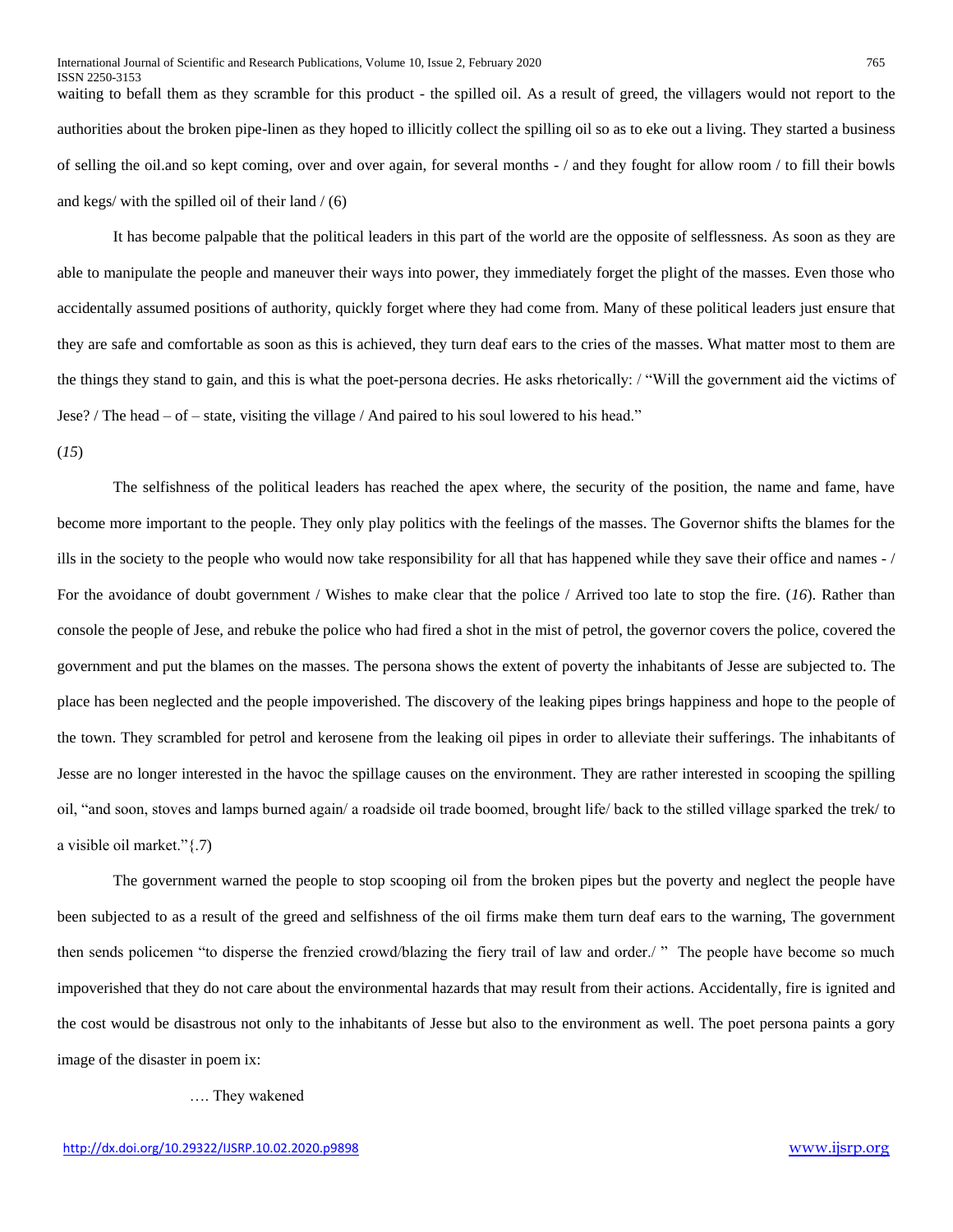waiting to befall them as they scramble for this product - the spilled oil. As a result of greed, the villagers would not report to the authorities about the broken pipe-linen as they hoped to illicitly collect the spilling oil so as to eke out a living. They started a business of selling the oil.and so kept coming, over and over again, for several months - / and they fought for allow room / to fill their bowls and kegs/ with the spilled oil of their land / (6)

It has become palpable that the political leaders in this part of the world are the opposite of selflessness. As soon as they are able to manipulate the people and maneuver their ways into power, they immediately forget the plight of the masses. Even those who accidentally assumed positions of authority, quickly forget where they had come from. Many of these political leaders just ensure that they are safe and comfortable as soon as this is achieved, they turn deaf ears to the cries of the masses. What matter most to them are the things they stand to gain, and this is what the poet-persona decries. He asks rhetorically: / "Will the government aid the victims of Jese? / The head – of – state, visiting the village / And paired to his soul lowered to his head."

(*15*)

The selfishness of the political leaders has reached the apex where, the security of the position, the name and fame, have become more important to the people. They only play politics with the feelings of the masses. The Governor shifts the blames for the ills in the society to the people who would now take responsibility for all that has happened while they save their office and names - / For the avoidance of doubt government / Wishes to make clear that the police / Arrived too late to stop the fire. (*16*). Rather than console the people of Jese, and rebuke the police who had fired a shot in the mist of petrol, the governor covers the police, covered the government and put the blames on the masses. The persona shows the extent of poverty the inhabitants of Jesse are subjected to. The place has been neglected and the people impoverished. The discovery of the leaking pipes brings happiness and hope to the people of the town. They scrambled for petrol and kerosene from the leaking oil pipes in order to alleviate their sufferings. The inhabitants of Jesse are no longer interested in the havoc the spillage causes on the environment. They are rather interested in scooping the spilling oil, "and soon, stoves and lamps burned again/ a roadside oil trade boomed, brought life/ back to the stilled village sparked the trek/ to a visible oil market."{.7)

The government warned the people to stop scooping oil from the broken pipes but the poverty and neglect the people have been subjected to as a result of the greed and selfishness of the oil firms make them turn deaf ears to the warning, The government then sends policemen "to disperse the frenzied crowd/blazing the fiery trail of law and order./ " The people have become so much impoverished that they do not care about the environmental hazards that may result from their actions. Accidentally, fire is ignited and the cost would be disastrous not only to the inhabitants of Jesse but also to the environment as well. The poet persona paints a gory image of the disaster in poem ix:

…. They wakened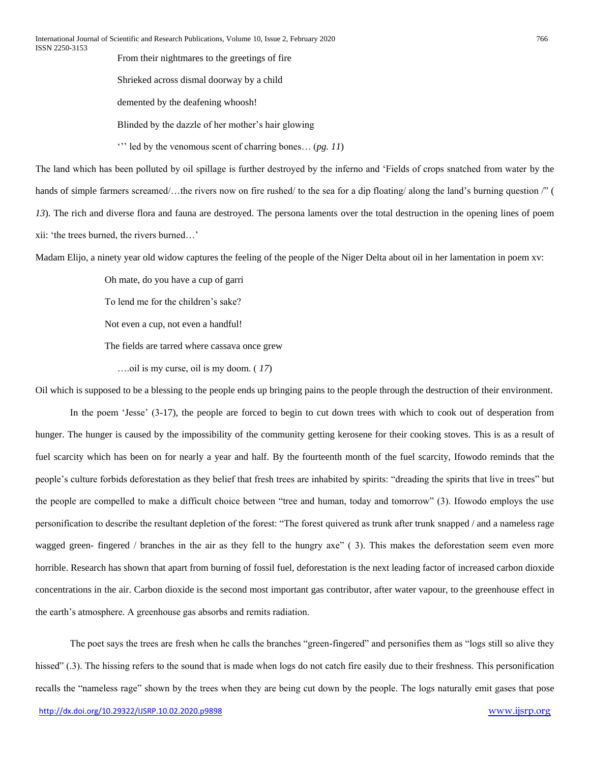From their nightmares to the greetings of fire

Shrieked across dismal doorway by a child

demented by the deafening whoosh!

Blinded by the dazzle of her mother's hair glowing

''' led by the venomous scent of charring bones… (*pg. 11*)

The land which has been polluted by oil spillage is further destroyed by the inferno and 'Fields of crops snatched from water by the hands of simple farmers screamed/…the rivers now on fire rushed/ to the sea for a dip floating/ along the land's burning question /" ( *13*). The rich and diverse flora and fauna are destroyed. The persona laments over the total destruction in the opening lines of poem xii: 'the trees burned, the rivers burned…'

Madam Elijo, a ninety year old widow captures the feeling of the people of the Niger Delta about oil in her lamentation in poem xv:

Oh mate, do you have a cup of garri

To lend me for the children's sake?

Not even a cup, not even a handful!

The fields are tarred where cassava once grew

….oil is my curse, oil is my doom. ( *17*)

Oil which is supposed to be a blessing to the people ends up bringing pains to the people through the destruction of their environment.

In the poem 'Jesse' (3-17), the people are forced to begin to cut down trees with which to cook out of desperation from hunger. The hunger is caused by the impossibility of the community getting kerosene for their cooking stoves. This is as a result of fuel scarcity which has been on for nearly a year and half. By the fourteenth month of the fuel scarcity, Ifowodo reminds that the people's culture forbids deforestation as they belief that fresh trees are inhabited by spirits: "dreading the spirits that live in trees" but the people are compelled to make a difficult choice between "tree and human, today and tomorrow" (3). Ifowodo employs the use personification to describe the resultant depletion of the forest: "The forest quivered as trunk after trunk snapped / and a nameless rage wagged green- fingered / branches in the air as they fell to the hungry axe" ( 3). This makes the deforestation seem even more horrible. Research has shown that apart from burning of fossil fuel, deforestation is the next leading factor of increased carbon dioxide concentrations in the air. Carbon dioxide is the second most important gas contributor, after water vapour, to the greenhouse effect in the earth's atmosphere. A greenhouse gas absorbs and remits radiation.

The poet says the trees are fresh when he calls the branches "green-fingered" and personifies them as "logs still so alive they hissed" (.3). The hissing refers to the sound that is made when logs do not catch fire easily due to their freshness. This personification recalls the "nameless rage" shown by the trees when they are being cut down by the people. The logs naturally emit gases that pose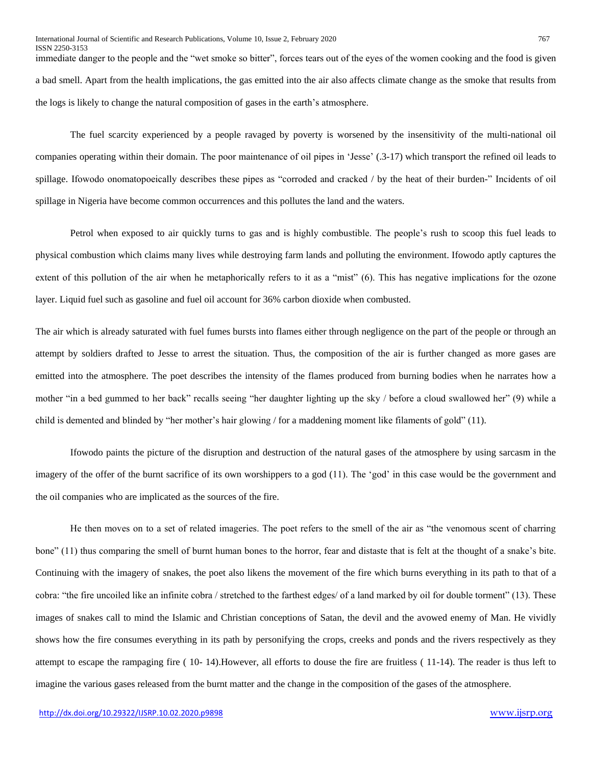immediate danger to the people and the "wet smoke so bitter", forces tears out of the eyes of the women cooking and the food is given a bad smell. Apart from the health implications, the gas emitted into the air also affects climate change as the smoke that results from the logs is likely to change the natural composition of gases in the earth's atmosphere.

The fuel scarcity experienced by a people ravaged by poverty is worsened by the insensitivity of the multi-national oil companies operating within their domain. The poor maintenance of oil pipes in 'Jesse' (.3-17) which transport the refined oil leads to spillage. Ifowodo onomatopoeically describes these pipes as "corroded and cracked / by the heat of their burden-" Incidents of oil spillage in Nigeria have become common occurrences and this pollutes the land and the waters.

Petrol when exposed to air quickly turns to gas and is highly combustible. The people's rush to scoop this fuel leads to physical combustion which claims many lives while destroying farm lands and polluting the environment. Ifowodo aptly captures the extent of this pollution of the air when he metaphorically refers to it as a "mist" (6). This has negative implications for the ozone layer. Liquid fuel such as gasoline and fuel oil account for 36% carbon dioxide when combusted.

The air which is already saturated with fuel fumes bursts into flames either through negligence on the part of the people or through an attempt by soldiers drafted to Jesse to arrest the situation. Thus, the composition of the air is further changed as more gases are emitted into the atmosphere. The poet describes the intensity of the flames produced from burning bodies when he narrates how a mother "in a bed gummed to her back" recalls seeing "her daughter lighting up the sky / before a cloud swallowed her" (9) while a child is demented and blinded by "her mother's hair glowing / for a maddening moment like filaments of gold" (11).

Ifowodo paints the picture of the disruption and destruction of the natural gases of the atmosphere by using sarcasm in the imagery of the offer of the burnt sacrifice of its own worshippers to a god (11). The 'god' in this case would be the government and the oil companies who are implicated as the sources of the fire.

He then moves on to a set of related imageries. The poet refers to the smell of the air as "the venomous scent of charring bone" (11) thus comparing the smell of burnt human bones to the horror, fear and distaste that is felt at the thought of a snake's bite. Continuing with the imagery of snakes, the poet also likens the movement of the fire which burns everything in its path to that of a cobra: "the fire uncoiled like an infinite cobra / stretched to the farthest edges/ of a land marked by oil for double torment" (13). These images of snakes call to mind the Islamic and Christian conceptions of Satan, the devil and the avowed enemy of Man. He vividly shows how the fire consumes everything in its path by personifying the crops, creeks and ponds and the rivers respectively as they attempt to escape the rampaging fire ( 10- 14).However, all efforts to douse the fire are fruitless ( 11-14). The reader is thus left to imagine the various gases released from the burnt matter and the change in the composition of the gases of the atmosphere.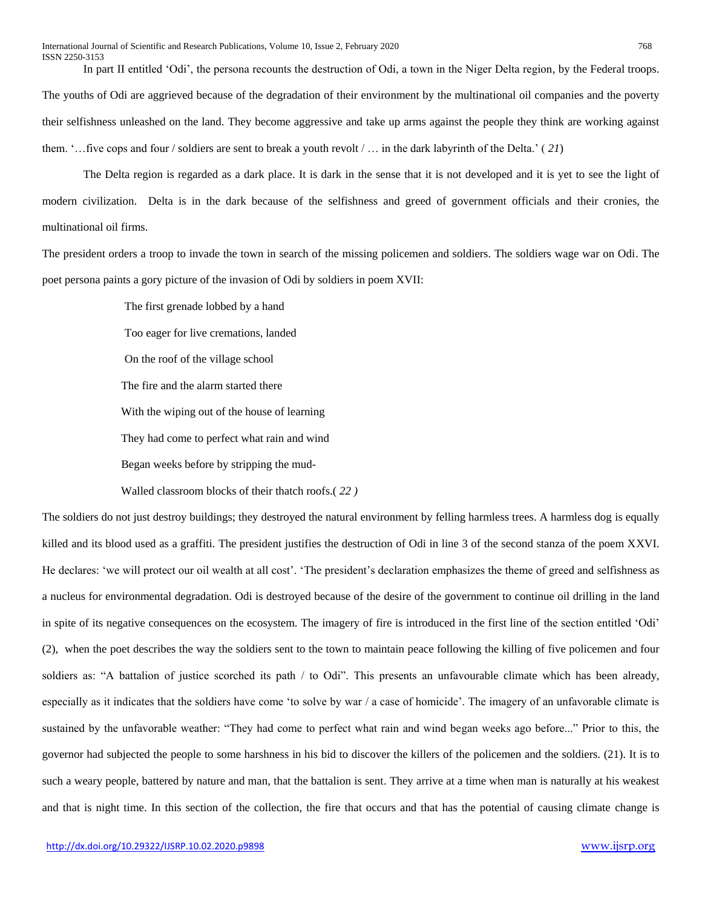In part II entitled 'Odi', the persona recounts the destruction of Odi, a town in the Niger Delta region, by the Federal troops. The youths of Odi are aggrieved because of the degradation of their environment by the multinational oil companies and the poverty their selfishness unleashed on the land. They become aggressive and take up arms against the people they think are working against them. '…five cops and four / soldiers are sent to break a youth revolt / … in the dark labyrinth of the Delta.' ( *21*)

The Delta region is regarded as a dark place. It is dark in the sense that it is not developed and it is yet to see the light of modern civilization. Delta is in the dark because of the selfishness and greed of government officials and their cronies, the multinational oil firms.

The president orders a troop to invade the town in search of the missing policemen and soldiers. The soldiers wage war on Odi. The poet persona paints a gory picture of the invasion of Odi by soldiers in poem XVII:

> The first grenade lobbed by a hand
>
> Too eager for live cremations, landed
>
> On the roof of the village school
>
> The fire and the alarm started there
>
> With the wiping out of the house of learning
>
> They had come to perfect what rain and wind
>
> Began weeks before by stripping the mud-
>
> Walled classroom blocks of their thatch roofs.( *22 )*

The soldiers do not just destroy buildings; they destroyed the natural environment by felling harmless trees. A harmless dog is equally killed and its blood used as a graffiti. The president justifies the destruction of Odi in line 3 of the second stanza of the poem XXVI. He declares: 'we will protect our oil wealth at all cost'. 'The president's declaration emphasizes the theme of greed and selfishness as a nucleus for environmental degradation. Odi is destroyed because of the desire of the government to continue oil drilling in the land in spite of its negative consequences on the ecosystem. The imagery of fire is introduced in the first line of the section entitled 'Odi' (2), when the poet describes the way the soldiers sent to the town to maintain peace following the killing of five policemen and four soldiers as: "A battalion of justice scorched its path / to Odi". This presents an unfavourable climate which has been already, especially as it indicates that the soldiers have come 'to solve by war / a case of homicide'. The imagery of an unfavorable climate is sustained by the unfavorable weather: "They had come to perfect what rain and wind began weeks ago before..." Prior to this, the governor had subjected the people to some harshness in his bid to discover the killers of the policemen and the soldiers. (21). It is to such a weary people, battered by nature and man, that the battalion is sent. They arrive at a time when man is naturally at his weakest and that is night time. In this section of the collection, the fire that occurs and that has the potential of causing climate change is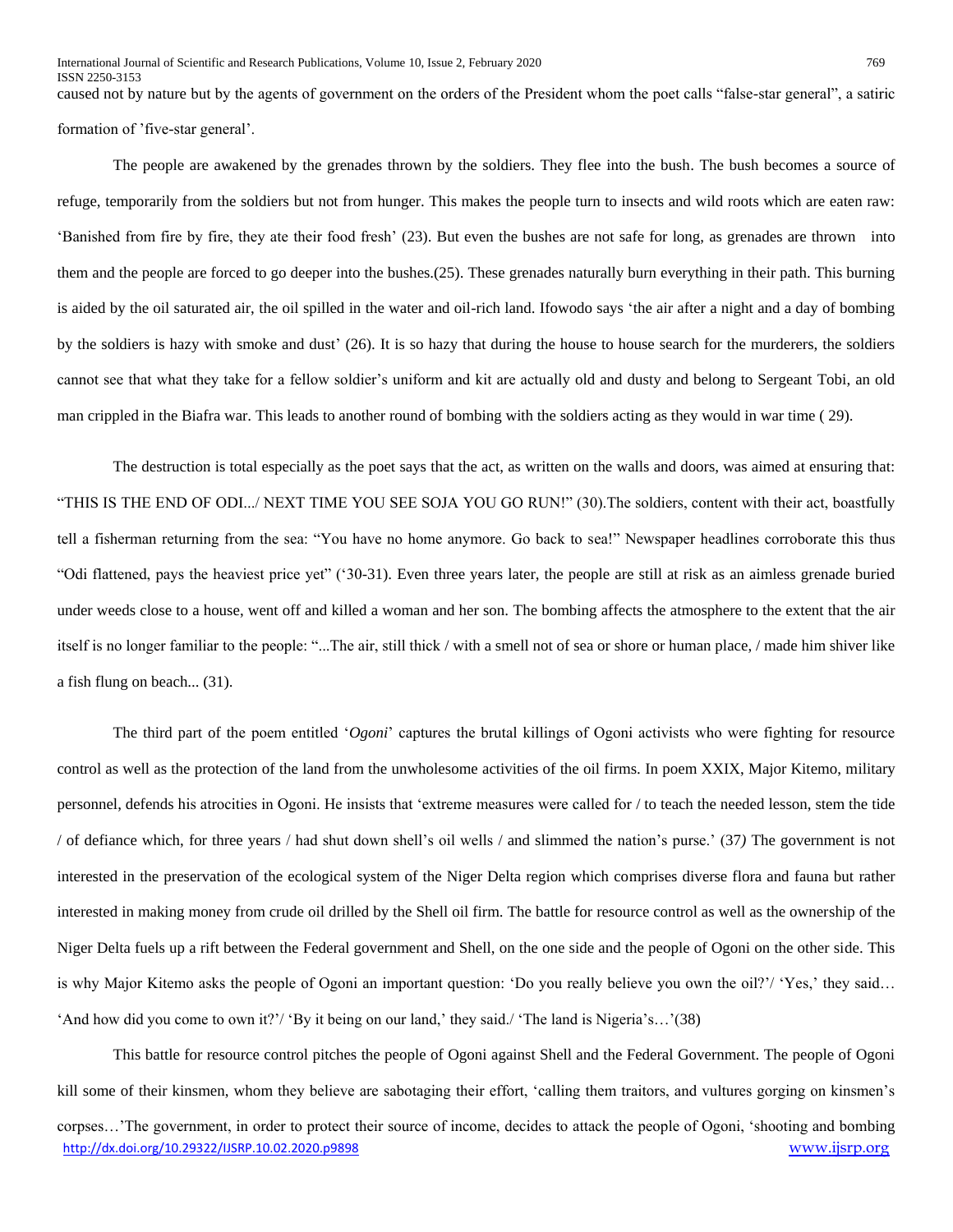caused not by nature but by the agents of government on the orders of the President whom the poet calls "false-star general", a satiric formation of 'five-star general'.

The people are awakened by the grenades thrown by the soldiers. They flee into the bush. The bush becomes a source of refuge, temporarily from the soldiers but not from hunger. This makes the people turn to insects and wild roots which are eaten raw: 'Banished from fire by fire, they ate their food fresh' (23). But even the bushes are not safe for long, as grenades are thrown into them and the people are forced to go deeper into the bushes.(25). These grenades naturally burn everything in their path. This burning is aided by the oil saturated air, the oil spilled in the water and oil-rich land. Ifowodo says 'the air after a night and a day of bombing by the soldiers is hazy with smoke and dust' (26). It is so hazy that during the house to house search for the murderers, the soldiers cannot see that what they take for a fellow soldier's uniform and kit are actually old and dusty and belong to Sergeant Tobi, an old man crippled in the Biafra war. This leads to another round of bombing with the soldiers acting as they would in war time ( 29).

The destruction is total especially as the poet says that the act, as written on the walls and doors, was aimed at ensuring that: "THIS IS THE END OF ODI.../ NEXT TIME YOU SEE SOJA YOU GO RUN!" (30).The soldiers, content with their act, boastfully tell a fisherman returning from the sea: "You have no home anymore. Go back to sea!" Newspaper headlines corroborate this thus "Odi flattened, pays the heaviest price yet" ('30-31). Even three years later, the people are still at risk as an aimless grenade buried under weeds close to a house, went off and killed a woman and her son. The bombing affects the atmosphere to the extent that the air itself is no longer familiar to the people: "...The air, still thick / with a smell not of sea or shore or human place, / made him shiver like a fish flung on beach... (31).

The third part of the poem entitled '*Ogoni*' captures the brutal killings of Ogoni activists who were fighting for resource control as well as the protection of the land from the unwholesome activities of the oil firms. In poem XXIX, Major Kitemo, military personnel, defends his atrocities in Ogoni. He insists that 'extreme measures were called for / to teach the needed lesson, stem the tide / of defiance which, for three years / had shut down shell's oil wells / and slimmed the nation's purse.' (37*)* The government is not interested in the preservation of the ecological system of the Niger Delta region which comprises diverse flora and fauna but rather interested in making money from crude oil drilled by the Shell oil firm. The battle for resource control as well as the ownership of the Niger Delta fuels up a rift between the Federal government and Shell, on the one side and the people of Ogoni on the other side. This is why Major Kitemo asks the people of Ogoni an important question: 'Do you really believe you own the oil?'/ 'Yes,' they said… 'And how did you come to own it?'/ 'By it being on our land,' they said./ 'The land is Nigeria's…'(38)

This battle for resource control pitches the people of Ogoni against Shell and the Federal Government. The people of Ogoni kill some of their kinsmen, whom they believe are sabotaging their effort, 'calling them traitors, and vultures gorging on kinsmen's corpses…'The government, in order to protect their source of income, decides to attack the people of Ogoni, 'shooting and bombing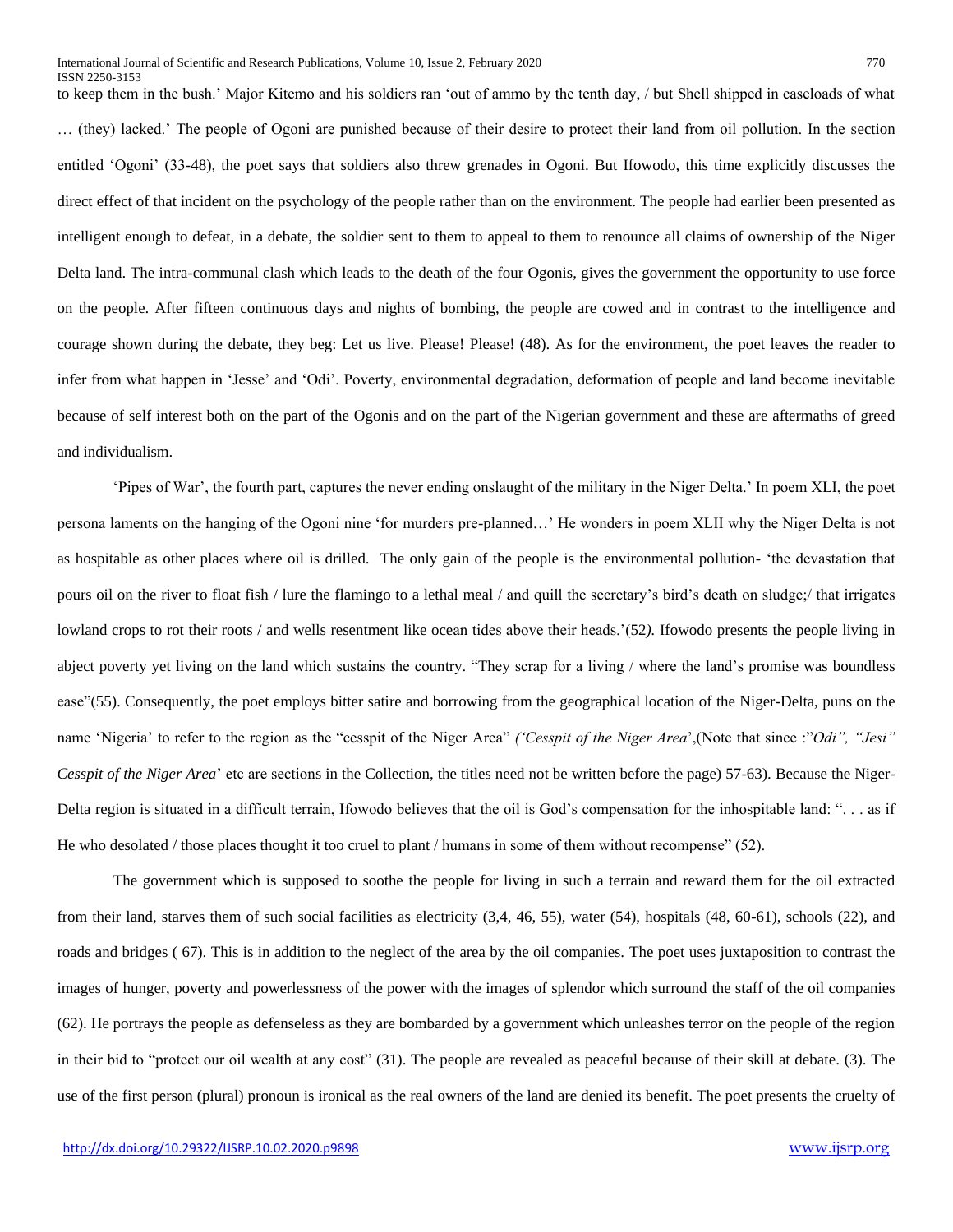to keep them in the bush.' Major Kitemo and his soldiers ran 'out of ammo by the tenth day, / but Shell shipped in caseloads of what … (they) lacked.' The people of Ogoni are punished because of their desire to protect their land from oil pollution. In the section entitled 'Ogoni' (33-48), the poet says that soldiers also threw grenades in Ogoni. But Ifowodo, this time explicitly discusses the direct effect of that incident on the psychology of the people rather than on the environment. The people had earlier been presented as intelligent enough to defeat, in a debate, the soldier sent to them to appeal to them to renounce all claims of ownership of the Niger Delta land. The intra-communal clash which leads to the death of the four Ogonis, gives the government the opportunity to use force on the people. After fifteen continuous days and nights of bombing, the people are cowed and in contrast to the intelligence and courage shown during the debate, they beg: Let us live. Please! Please! (48). As for the environment, the poet leaves the reader to infer from what happen in 'Jesse' and 'Odi'. Poverty, environmental degradation, deformation of people and land become inevitable because of self interest both on the part of the Ogonis and on the part of the Nigerian government and these are aftermaths of greed and individualism.

'Pipes of War', the fourth part, captures the never ending onslaught of the military in the Niger Delta.' In poem XLI, the poet persona laments on the hanging of the Ogoni nine 'for murders pre-planned…' He wonders in poem XLII why the Niger Delta is not as hospitable as other places where oil is drilled. The only gain of the people is the environmental pollution- 'the devastation that pours oil on the river to float fish / lure the flamingo to a lethal meal / and quill the secretary's bird's death on sludge;/ that irrigates lowland crops to rot their roots / and wells resentment like ocean tides above their heads.'(52*).* Ifowodo presents the people living in abject poverty yet living on the land which sustains the country. "They scrap for a living / where the land's promise was boundless ease"(55). Consequently, the poet employs bitter satire and borrowing from the geographical location of the Niger-Delta, puns on the name 'Nigeria' to refer to the region as the "cesspit of the Niger Area" *('Cesspit of the Niger Area*',(Note that since :"*Odi", "Jesi" Cesspit of the Niger Area*' etc are sections in the Collection, the titles need not be written before the page) 57-63). Because the Niger-Delta region is situated in a difficult terrain, Ifowodo believes that the oil is God's compensation for the inhospitable land: ". . . as if He who desolated / those places thought it too cruel to plant / humans in some of them without recompense" (52).

The government which is supposed to soothe the people for living in such a terrain and reward them for the oil extracted from their land, starves them of such social facilities as electricity (3,4, 46, 55), water (54), hospitals (48, 60-61), schools (22), and roads and bridges ( 67). This is in addition to the neglect of the area by the oil companies. The poet uses juxtaposition to contrast the images of hunger, poverty and powerlessness of the power with the images of splendor which surround the staff of the oil companies (62). He portrays the people as defenseless as they are bombarded by a government which unleashes terror on the people of the region in their bid to "protect our oil wealth at any cost" (31). The people are revealed as peaceful because of their skill at debate. (3). The use of the first person (plural) pronoun is ironical as the real owners of the land are denied its benefit. The poet presents the cruelty of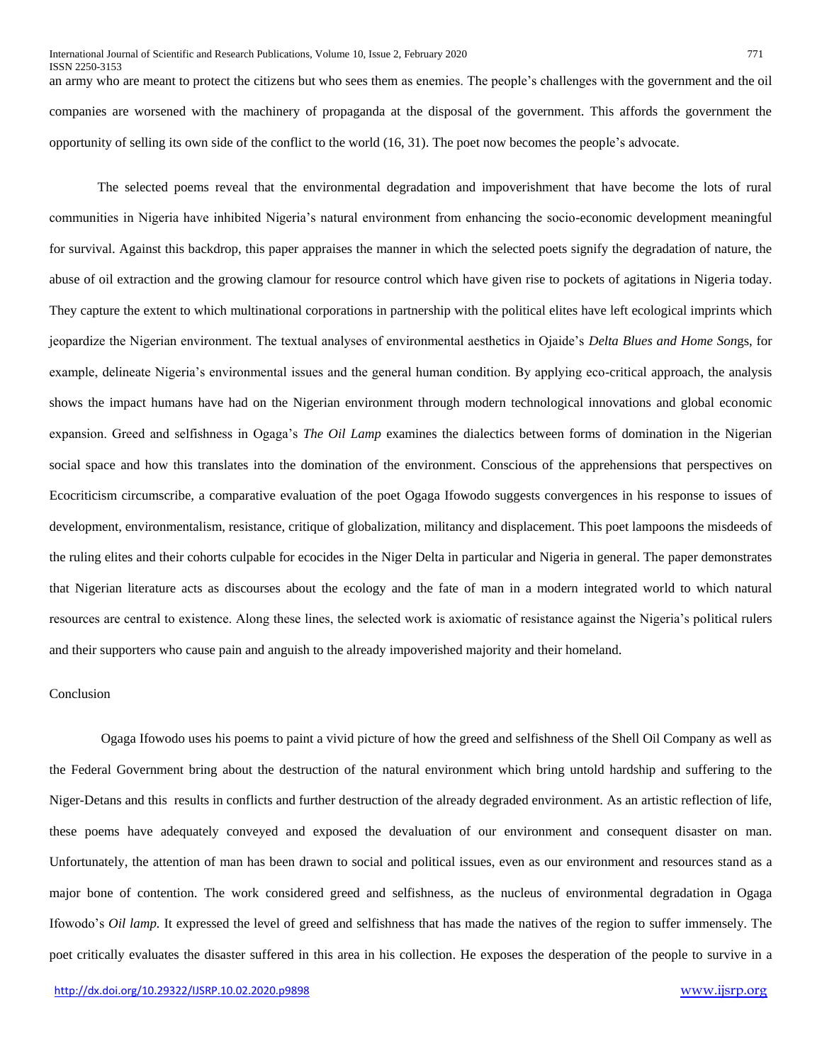an army who are meant to protect the citizens but who sees them as enemies. The people's challenges with the government and the oil companies are worsened with the machinery of propaganda at the disposal of the government. This affords the government the opportunity of selling its own side of the conflict to the world (16, 31). The poet now becomes the people's advocate.

The selected poems reveal that the environmental degradation and impoverishment that have become the lots of rural communities in Nigeria have inhibited Nigeria's natural environment from enhancing the socio-economic development meaningful for survival. Against this backdrop, this paper appraises the manner in which the selected poets signify the degradation of nature, the abuse of oil extraction and the growing clamour for resource control which have given rise to pockets of agitations in Nigeria today. They capture the extent to which multinational corporations in partnership with the political elites have left ecological imprints which jeopardize the Nigerian environment. The textual analyses of environmental aesthetics in Ojaide's *Delta Blues and Home Son*gs, for example, delineate Nigeria's environmental issues and the general human condition. By applying eco-critical approach, the analysis shows the impact humans have had on the Nigerian environment through modern technological innovations and global economic expansion. Greed and selfishness in Ogaga's *The Oil Lamp* examines the dialectics between forms of domination in the Nigerian social space and how this translates into the domination of the environment. Conscious of the apprehensions that perspectives on Ecocriticism circumscribe, a comparative evaluation of the poet Ogaga Ifowodo suggests convergences in his response to issues of development, environmentalism, resistance, critique of globalization, militancy and displacement. This poet lampoons the misdeeds of the ruling elites and their cohorts culpable for ecocides in the Niger Delta in particular and Nigeria in general. The paper demonstrates that Nigerian literature acts as discourses about the ecology and the fate of man in a modern integrated world to which natural resources are central to existence. Along these lines, the selected work is axiomatic of resistance against the Nigeria's political rulers and their supporters who cause pain and anguish to the already impoverished majority and their homeland.

## Conclusion

Ogaga Ifowodo uses his poems to paint a vivid picture of how the greed and selfishness of the Shell Oil Company as well as the Federal Government bring about the destruction of the natural environment which bring untold hardship and suffering to the Niger-Detans and this results in conflicts and further destruction of the already degraded environment. As an artistic reflection of life, these poems have adequately conveyed and exposed the devaluation of our environment and consequent disaster on man. Unfortunately, the attention of man has been drawn to social and political issues, even as our environment and resources stand as a major bone of contention. The work considered greed and selfishness, as the nucleus of environmental degradation in Ogaga Ifowodo's *Oil lamp.* It expressed the level of greed and selfishness that has made the natives of the region to suffer immensely. The poet critically evaluates the disaster suffered in this area in his collection. He exposes the desperation of the people to survive in a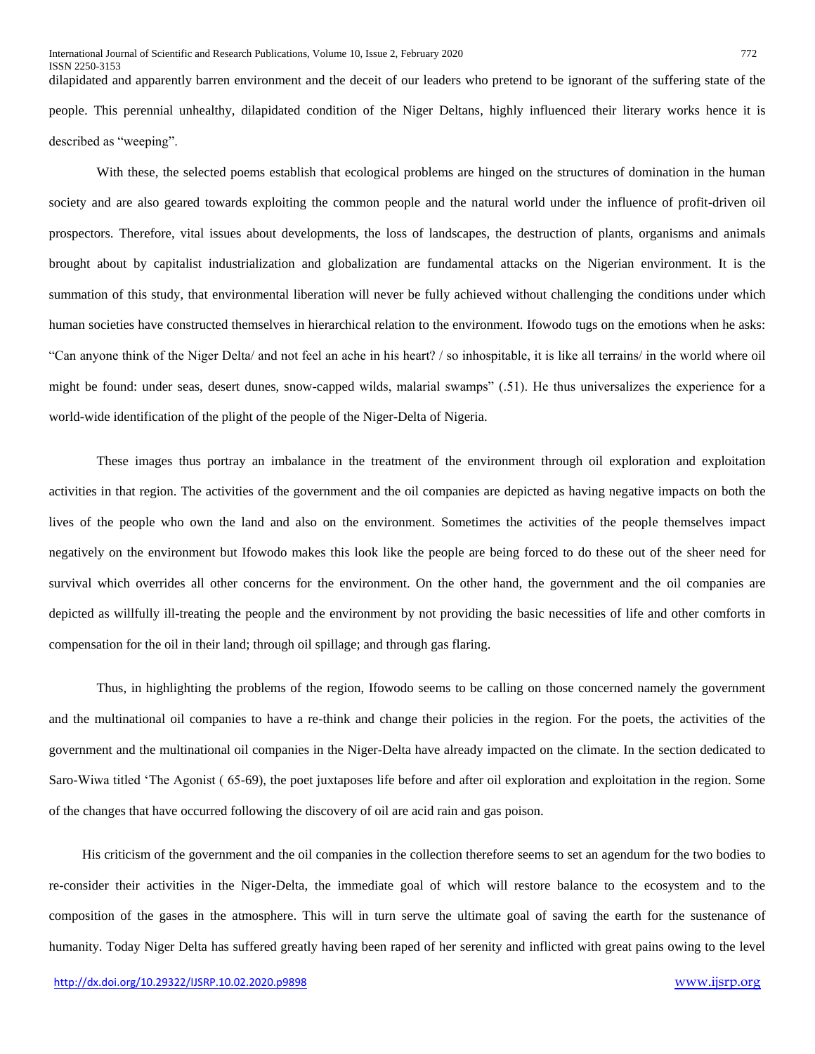dilapidated and apparently barren environment and the deceit of our leaders who pretend to be ignorant of the suffering state of the people. This perennial unhealthy, dilapidated condition of the Niger Deltans, highly influenced their literary works hence it is described as "weeping".

With these, the selected poems establish that ecological problems are hinged on the structures of domination in the human society and are also geared towards exploiting the common people and the natural world under the influence of profit-driven oil prospectors. Therefore, vital issues about developments, the loss of landscapes, the destruction of plants, organisms and animals brought about by capitalist industrialization and globalization are fundamental attacks on the Nigerian environment. It is the summation of this study, that environmental liberation will never be fully achieved without challenging the conditions under which human societies have constructed themselves in hierarchical relation to the environment. Ifowodo tugs on the emotions when he asks: "Can anyone think of the Niger Delta/ and not feel an ache in his heart? / so inhospitable, it is like all terrains/ in the world where oil might be found: under seas, desert dunes, snow-capped wilds, malarial swamps" (.51). He thus universalizes the experience for a world-wide identification of the plight of the people of the Niger-Delta of Nigeria.

These images thus portray an imbalance in the treatment of the environment through oil exploration and exploitation activities in that region. The activities of the government and the oil companies are depicted as having negative impacts on both the lives of the people who own the land and also on the environment. Sometimes the activities of the people themselves impact negatively on the environment but Ifowodo makes this look like the people are being forced to do these out of the sheer need for survival which overrides all other concerns for the environment. On the other hand, the government and the oil companies are depicted as willfully ill-treating the people and the environment by not providing the basic necessities of life and other comforts in compensation for the oil in their land; through oil spillage; and through gas flaring.

Thus, in highlighting the problems of the region, Ifowodo seems to be calling on those concerned namely the government and the multinational oil companies to have a re-think and change their policies in the region. For the poets, the activities of the government and the multinational oil companies in the Niger-Delta have already impacted on the climate. In the section dedicated to Saro-Wiwa titled 'The Agonist ( 65-69), the poet juxtaposes life before and after oil exploration and exploitation in the region. Some of the changes that have occurred following the discovery of oil are acid rain and gas poison.

His criticism of the government and the oil companies in the collection therefore seems to set an agendum for the two bodies to re-consider their activities in the Niger-Delta, the immediate goal of which will restore balance to the ecosystem and to the composition of the gases in the atmosphere. This will in turn serve the ultimate goal of saving the earth for the sustenance of humanity. Today Niger Delta has suffered greatly having been raped of her serenity and inflicted with great pains owing to the level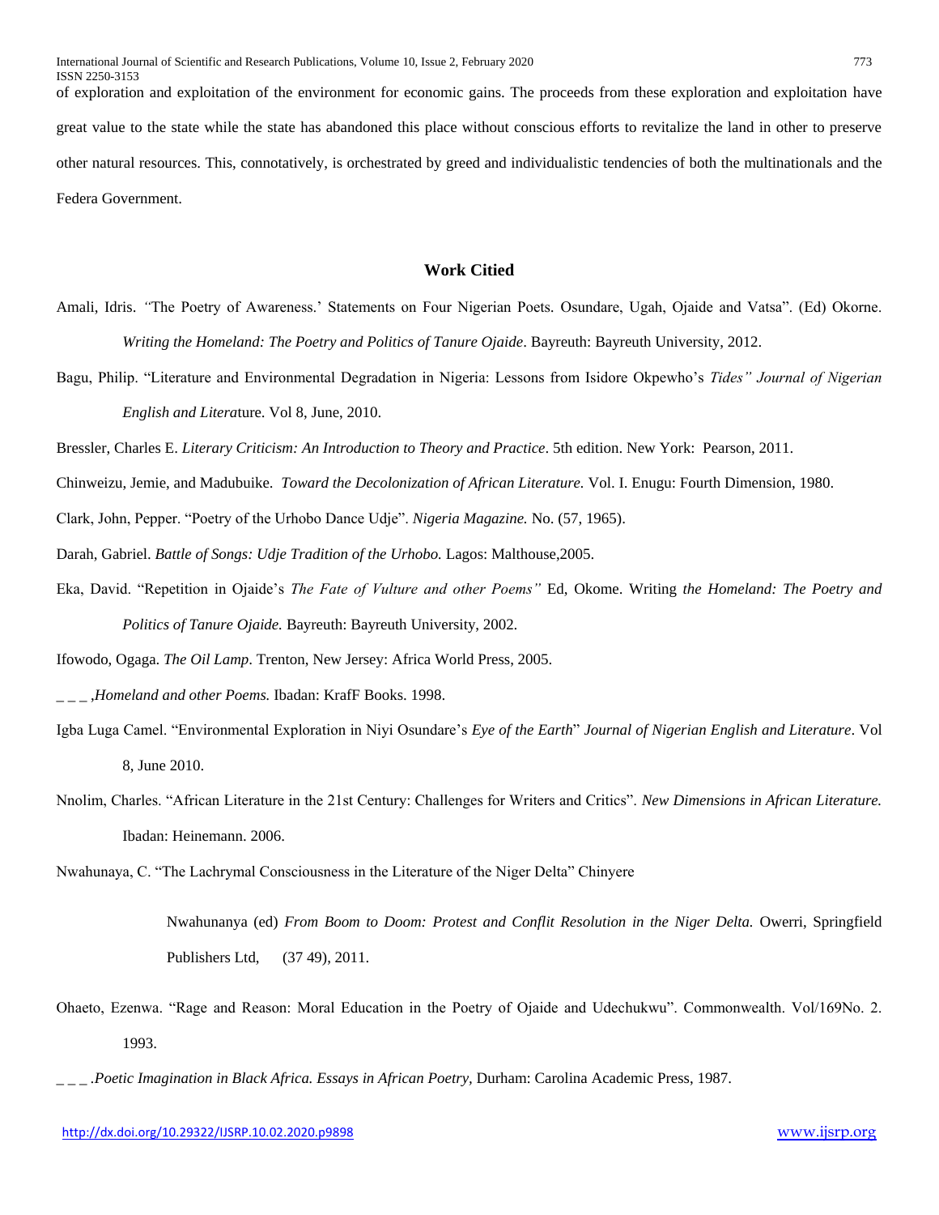of exploration and exploitation of the environment for economic gains. The proceeds from these exploration and exploitation have great value to the state while the state has abandoned this place without conscious efforts to revitalize the land in other to preserve other natural resources. This, connotatively, is orchestrated by greed and individualistic tendencies of both the multinationals and the Federa Government.

## Work Citied

Amali, Idris. *"*The Poetry of Awareness.' Statements on Four Nigerian Poets. Osundare, Ugah, Ojaide and Vatsa". (Ed) Okorne. *Writing the Homeland: The Poetry and Politics of Tanure Ojaide*. Bayreuth: Bayreuth University, 2012.

Bagu, Philip. "Literature and Environmental Degradation in Nigeria: Lessons from Isidore Okpewho's *Tides" Journal of Nigerian English and Litera*ture. Vol 8, June, 2010.

Bressler, Charles E. *Literary Criticism: An Introduction to Theory and Practice*. 5th edition. New York: Pearson, 2011.

Chinweizu, Jemie, and Madubuike. *Toward the Decolonization of African Literature.* Vol. I. Enugu: Fourth Dimension, 1980.

Clark, John, Pepper. "Poetry of the Urhobo Dance Udje". *Nigeria Magazine.* No. (57, 1965).

Darah, Gabriel. *Battle of Songs: Udje Tradition of the Urhobo.* Lagos: Malthouse,2005.

Eka, David. "Repetition in Ojaide's *The Fate of Vulture and other Poems"* Ed, Okome. Writing *the Homeland: The Poetry and Politics of Tanure Ojaide.* Bayreuth: Bayreuth University, 2002.

Ifowodo, Ogaga. *The Oil Lamp*. Trenton, New Jersey: Africa World Press, 2005.

_ _ _ ,*Homeland and other Poems.* Ibadan: KrafF Books. 1998.

Igba Luga Camel. "Environmental Exploration in Niyi Osundare's *Eye of the Earth*" *Journal of Nigerian English and Literature*. Vol 8, June 2010.

Nnolim, Charles. "African Literature in the 21st Century: Challenges for Writers and Critics". *New Dimensions in African Literature.* Ibadan: Heinemann. 2006.

Nwahunaya, C. "The Lachrymal Consciousness in the Literature of the Niger Delta" Chinyere Nwahunanya (ed) *From Boom to Doom: Protest and Conflit Resolution in the Niger Delta.* Owerri, Springfield Publishers Ltd, (37 49), 2011.

Ohaeto, Ezenwa. "Rage and Reason: Moral Education in the Poetry of Ojaide and Udechukwu". Commonwealth. Vol/169No. 2. 1993.

_ _ _ .*Poetic Imagination in Black Africa. Essays in African Poetry,* Durham: Carolina Academic Press, 1987.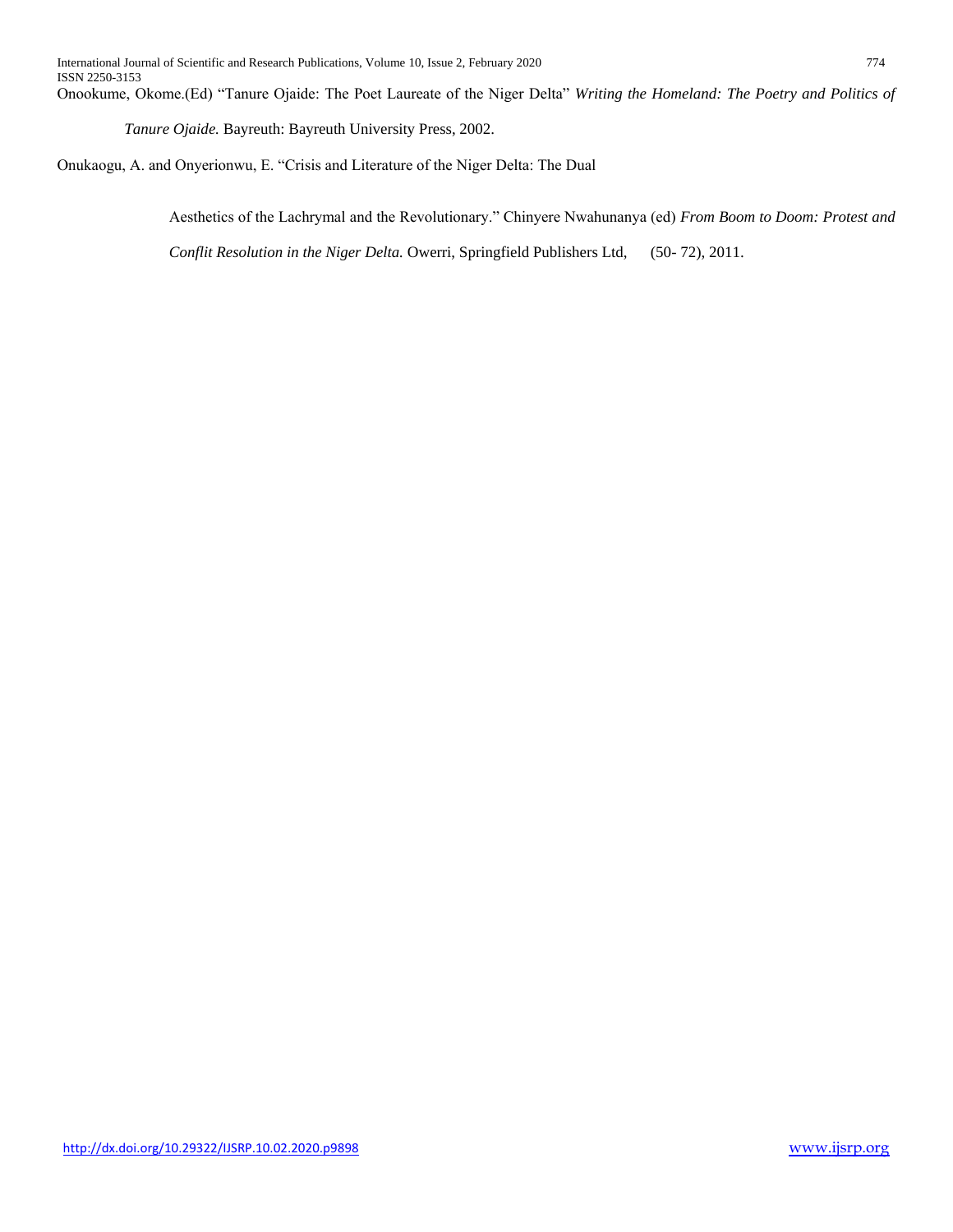Onookume, Okome.(Ed) "Tanure Ojaide: The Poet Laureate of the Niger Delta" *Writing the Homeland: The Poetry and Politics of Tanure Ojaide.* Bayreuth: Bayreuth University Press, 2002.

Onukaogu, A. and Onyerionwu, E. "Crisis and Literature of the Niger Delta: The Dual Aesthetics of the Lachrymal and the Revolutionary." Chinyere Nwahunanya (ed) *From Boom to Doom: Protest and Conflit Resolution in the Niger Delta.* Owerri, Springfield Publishers Ltd, (50- 72), 2011.